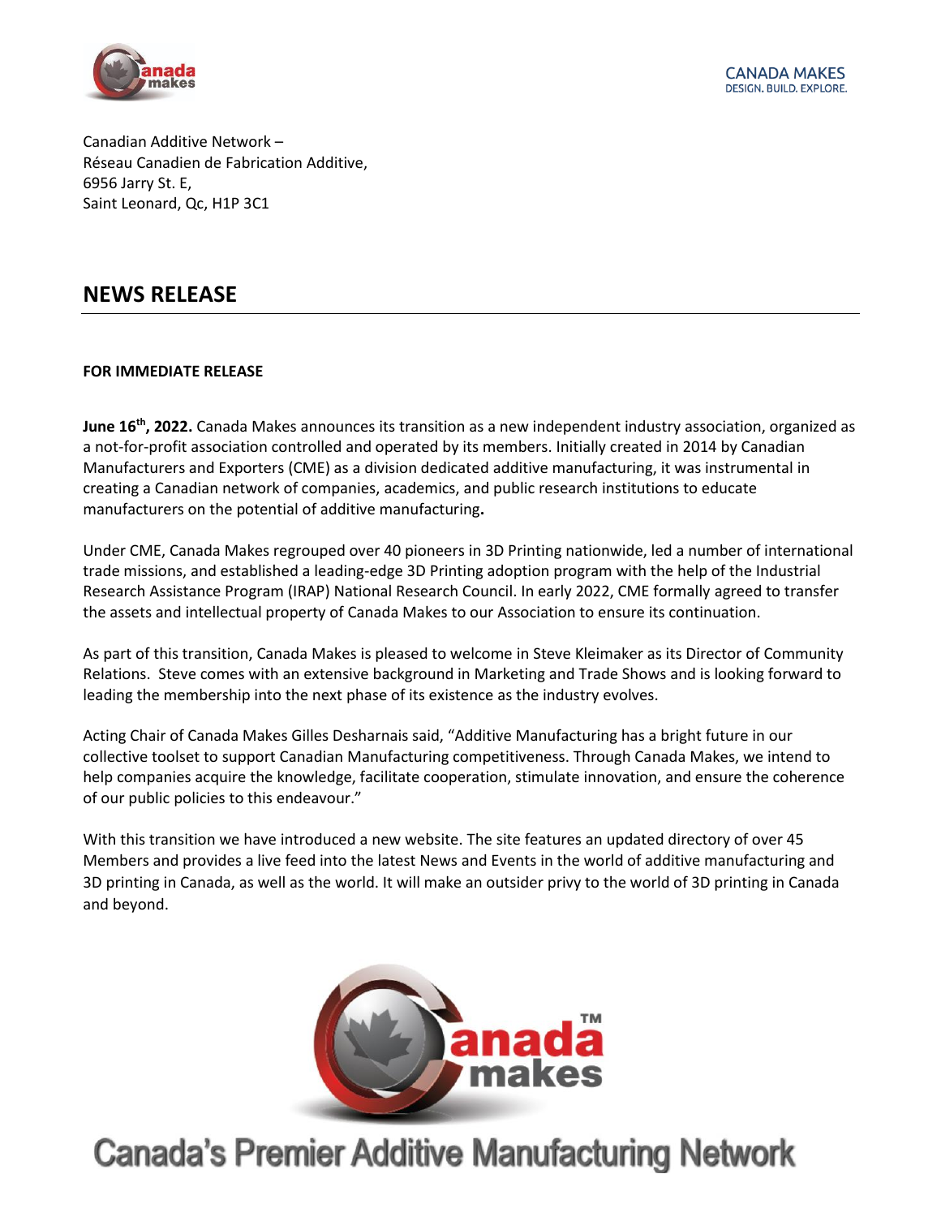CANADA MAKES
DESIGN. BUILD. EXPLORE.

Canadian Additive Network –
Réseau Canadien de Fabrication Additive,
6956 Jarry St. E,
Saint Leonard, Qc, H1P 3C1

# NEWS RELEASE

**FOR IMMEDIATE RELEASE**

**June 16th, 2022.** Canada Makes announces its transition as a new independent industry association, organized as a not-for-profit association controlled and operated by its members. Initially created in 2014 by Canadian Manufacturers and Exporters (CME) as a division dedicated additive manufacturing, it was instrumental in creating a Canadian network of companies, academics, and public research institutions to educate manufacturers on the potential of additive manufacturing**.**

Under CME, Canada Makes regrouped over 40 pioneers in 3D Printing nationwide, led a number of international trade missions, and established a leading-edge 3D Printing adoption program with the help of the Industrial Research Assistance Program (IRAP) National Research Council. In early 2022, CME formally agreed to transfer the assets and intellectual property of Canada Makes to our Association to ensure its continuation.

As part of this transition, Canada Makes is pleased to welcome in Steve Kleimaker as its Director of Community Relations. Steve comes with an extensive background in Marketing and Trade Shows and is looking forward to leading the membership into the next phase of its existence as the industry evolves.

Acting Chair of Canada Makes Gilles Desharnais said, "Additive Manufacturing has a bright future in our collective toolset to support Canadian Manufacturing competitiveness. Through Canada Makes, we intend to help companies acquire the knowledge, facilitate cooperation, stimulate innovation, and ensure the coherence of our public policies to this endeavour."

With this transition we have introduced a new website. The site features an updated directory of over 45 Members and provides a live feed into the latest News and Events in the world of additive manufacturing and 3D printing in Canada, as well as the world. It will make an outsider privy to the world of 3D printing in Canada and beyond.

Canada's Premier Additive Manufacturing Network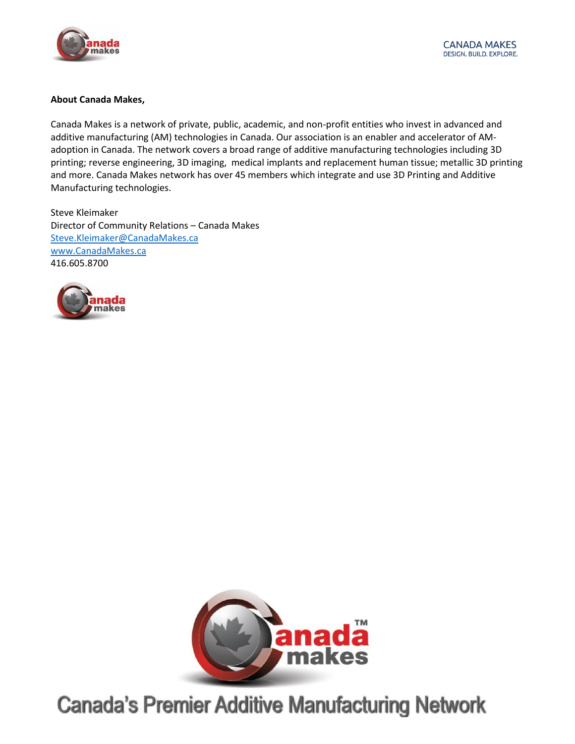**About Canada Makes,**

Canada Makes is a network of private, public, academic, and non-profit entities who invest in advanced and additive manufacturing (AM) technologies in Canada. Our association is an enabler and accelerator of AM-adoption in Canada. The network covers a broad range of additive manufacturing technologies including 3D printing; reverse engineering, 3D imaging, medical implants and replacement human tissue; metallic 3D printing and more. Canada Makes network has over 45 members which integrate and use 3D Printing and Additive Manufacturing technologies.

Steve Kleimaker
Director of Community Relations – Canada Makes
Steve.Kleimaker@CanadaMakes.ca
www.CanadaMakes.ca
416.605.8700

Canada's Premier Additive Manufacturing Network